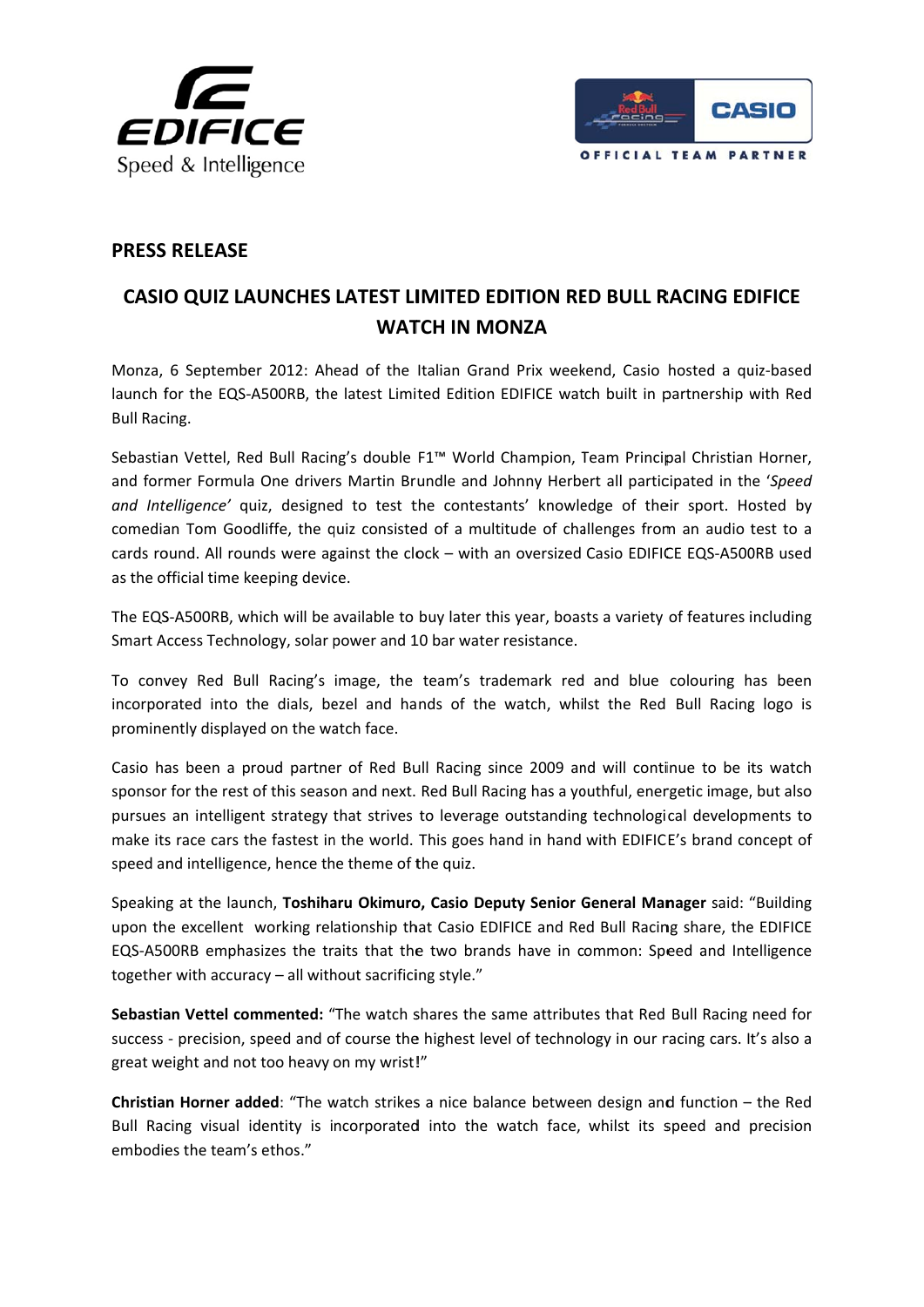EDIFICE
Speed & Intelligence

Red Bull Racing | CASIO
OFFICIAL TEAM PARTNER

## PRESS RELEASE

# CASIO QUIZ LAUNCHES LATEST LIMITED EDITION RED BULL RACING EDIFICE WATCH IN MONZA

Monza, 6 September 2012: Ahead of the Italian Grand Prix weekend, Casio hosted a quiz-based launch for the EQS-A500RB, the latest Limited Edition EDIFICE watch built in partnership with Red Bull Racing.

Sebastian Vettel, Red Bull Racing's double F1™ World Champion, Team Principal Christian Horner, and former Formula One drivers Martin Brundle and Johnny Herbert all participated in the '*Speed and Intelligence'* quiz, designed to test the contestants' knowledge of their sport. Hosted by comedian Tom Goodliffe, the quiz consisted of a multitude of challenges from an audio test to a cards round. All rounds were against the clock – with an oversized Casio EDIFICE EQS-A500RB used as the official time keeping device.

The EQS-A500RB, which will be available to buy later this year, boasts a variety of features including Smart Access Technology, solar power and 10 bar water resistance.

To convey Red Bull Racing's image, the team's trademark red and blue colouring has been incorporated into the dials, bezel and hands of the watch, whilst the Red Bull Racing logo is prominently displayed on the watch face.

Casio has been a proud partner of Red Bull Racing since 2009 and will continue to be its watch sponsor for the rest of this season and next. Red Bull Racing has a youthful, energetic image, but also pursues an intelligent strategy that strives to leverage outstanding technological developments to make its race cars the fastest in the world. This goes hand in hand with EDIFICE's brand concept of speed and intelligence, hence the theme of the quiz.

Speaking at the launch, **Toshiharu Okimuro, Casio Deputy Senior General Manager** said: "Building upon the excellent working relationship that Casio EDIFICE and Red Bull Racing share, the EDIFICE EQS-A500RB emphasizes the traits that the two brands have in common: Speed and Intelligence together with accuracy – all without sacrificing style."

**Sebastian Vettel commented:** "The watch shares the same attributes that Red Bull Racing need for success - precision, speed and of course the highest level of technology in our racing cars. It's also a great weight and not too heavy on my wrist!"

**Christian Horner added**: "The watch strikes a nice balance between design and function – the Red Bull Racing visual identity is incorporated into the watch face, whilst its speed and precision embodies the team's ethos."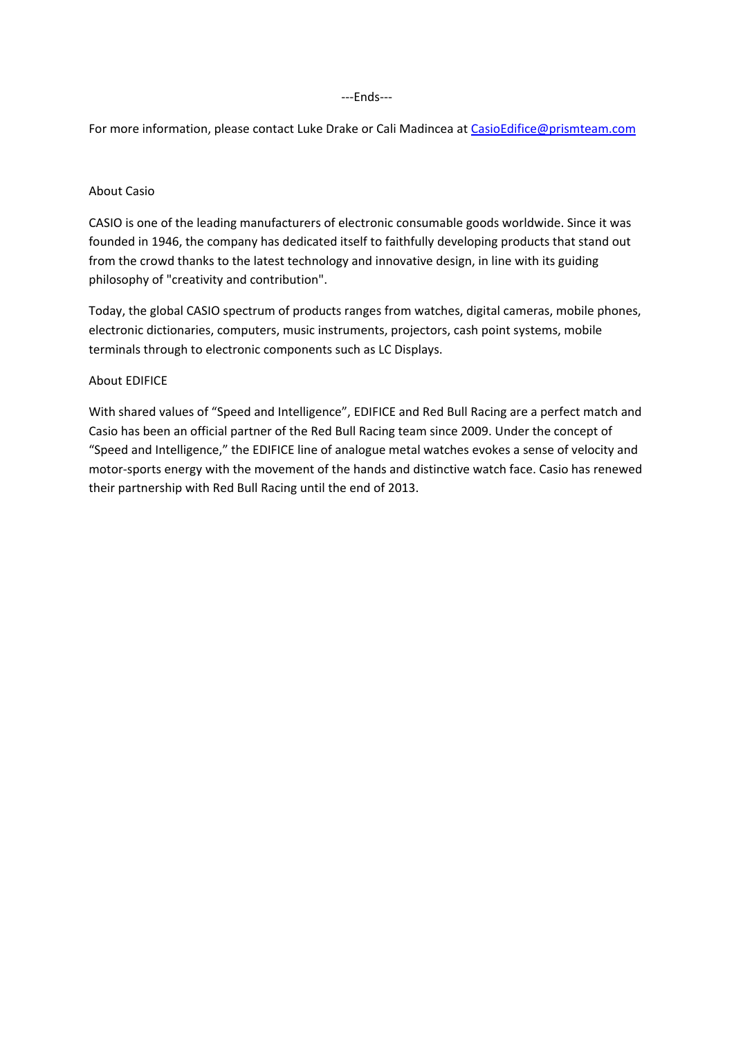---Ends---

For more information, please contact Luke Drake or Cali Madincea at CasioEdifice@prismteam.com

About Casio

CASIO is one of the leading manufacturers of electronic consumable goods worldwide. Since it was founded in 1946, the company has dedicated itself to faithfully developing products that stand out from the crowd thanks to the latest technology and innovative design, in line with its guiding philosophy of "creativity and contribution".

Today, the global CASIO spectrum of products ranges from watches, digital cameras, mobile phones, electronic dictionaries, computers, music instruments, projectors, cash point systems, mobile terminals through to electronic components such as LC Displays.

About EDIFICE

With shared values of "Speed and Intelligence", EDIFICE and Red Bull Racing are a perfect match and Casio has been an official partner of the Red Bull Racing team since 2009. Under the concept of "Speed and Intelligence," the EDIFICE line of analogue metal watches evokes a sense of velocity and motor-sports energy with the movement of the hands and distinctive watch face. Casio has renewed their partnership with Red Bull Racing until the end of 2013.